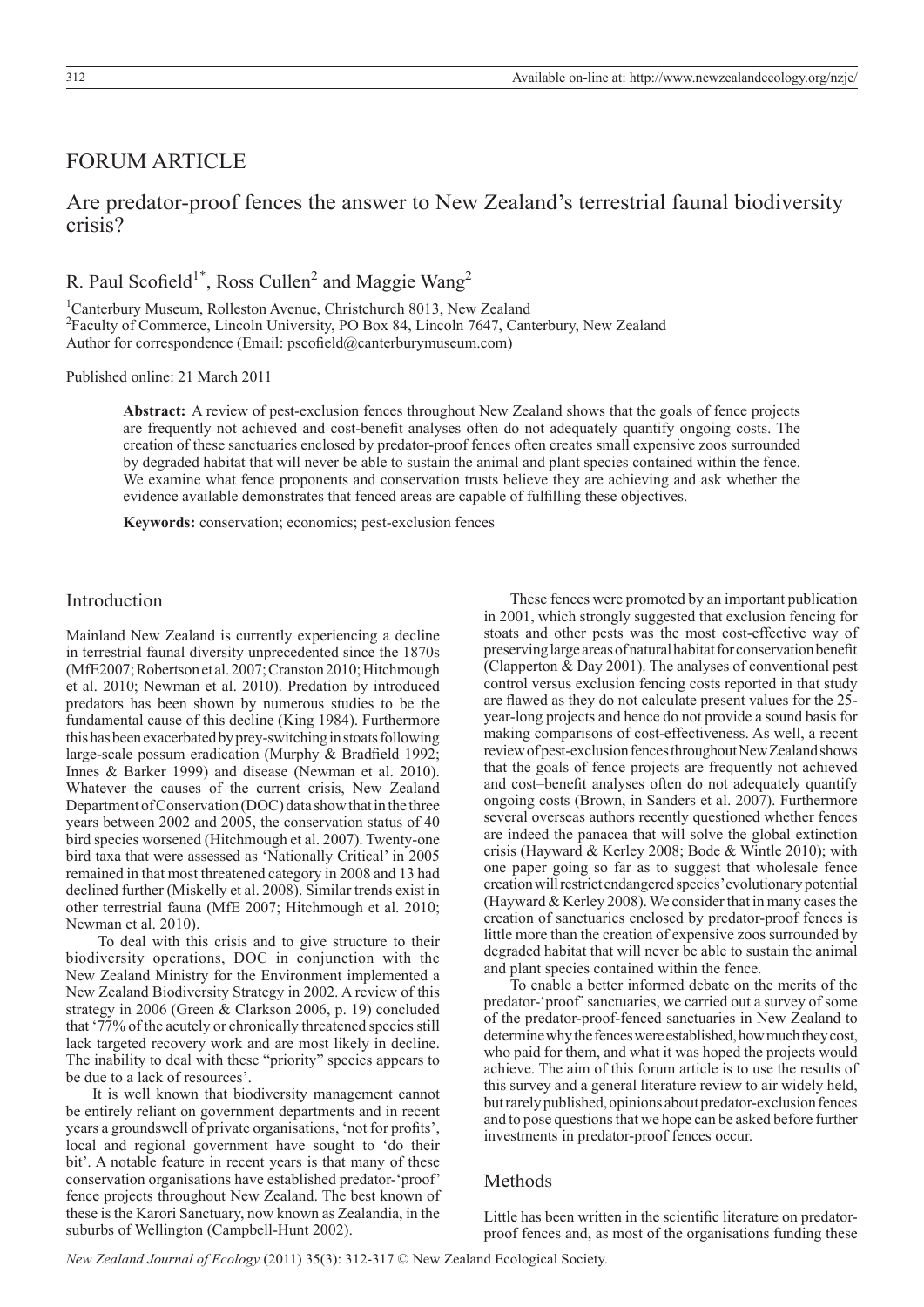FORUM ARTICLE

# Are predator-proof fences the answer to New Zealand's terrestrial faunal biodiversity crisis?

R. Paul Scofield[1*], Ross Cullen[2] and Maggie Wang[2]

[1]Canterbury Museum, Rolleston Avenue, Christchurch 8013, New Zealand
[2]Faculty of Commerce, Lincoln University, PO Box 84, Lincoln 7647, Canterbury, New Zealand
Author for correspondence (Email: pscofield@canterburymuseum.com)

Published online: 21 March 2011

**Abstract:** A review of pest-exclusion fences throughout New Zealand shows that the goals of fence projects are frequently not achieved and cost-benefit analyses often do not adequately quantify ongoing costs. The creation of these sanctuaries enclosed by predator-proof fences often creates small expensive zoos surrounded by degraded habitat that will never be able to sustain the animal and plant species contained within the fence. We examine what fence proponents and conservation trusts believe they are achieving and ask whether the evidence available demonstrates that fenced areas are capable of fulfilling these objectives.

**Keywords:** conservation; economics; pest-exclusion fences

## Introduction

Mainland New Zealand is currently experiencing a decline in terrestrial faunal diversity unprecedented since the 1870s (MfE2007; Robertson et al. 2007; Cranston 2010; Hitchmough et al. 2010; Newman et al. 2010). Predation by introduced predators has been shown by numerous studies to be the fundamental cause of this decline (King 1984). Furthermore this has been exacerbated by prey-switching in stoats following large-scale possum eradication (Murphy & Bradfield 1992; Innes & Barker 1999) and disease (Newman et al. 2010). Whatever the causes of the current crisis, New Zealand Department of Conservation (DOC) data show that in the three years between 2002 and 2005, the conservation status of 40 bird species worsened (Hitchmough et al. 2007). Twenty-one bird taxa that were assessed as 'Nationally Critical' in 2005 remained in that most threatened category in 2008 and 13 had declined further (Miskelly et al. 2008). Similar trends exist in other terrestrial fauna (MfE 2007; Hitchmough et al. 2010; Newman et al. 2010).

To deal with this crisis and to give structure to their biodiversity operations, DOC in conjunction with the New Zealand Ministry for the Environment implemented a New Zealand Biodiversity Strategy in 2002. A review of this strategy in 2006 (Green & Clarkson 2006, p. 19) concluded that '77% of the acutely or chronically threatened species still lack targeted recovery work and are most likely in decline. The inability to deal with these "priority" species appears to be due to a lack of resources'.

It is well known that biodiversity management cannot be entirely reliant on government departments and in recent years a groundswell of private organisations, 'not for profits', local and regional government have sought to 'do their bit'. A notable feature in recent years is that many of these conservation organisations have established predator-'proof' fence projects throughout New Zealand. The best known of these is the Karori Sanctuary, now known as Zealandia, in the suburbs of Wellington (Campbell-Hunt 2002).

These fences were promoted by an important publication in 2001, which strongly suggested that exclusion fencing for stoats and other pests was the most cost-effective way of preserving large areas of natural habitat for conservation benefit (Clapperton & Day 2001). The analyses of conventional pest control versus exclusion fencing costs reported in that study are flawed as they do not calculate present values for the 25-year-long projects and hence do not provide a sound basis for making comparisons of cost-effectiveness. As well, a recent review of pest-exclusion fences throughout New Zealand shows that the goals of fence projects are frequently not achieved and cost–benefit analyses often do not adequately quantify ongoing costs (Brown, in Sanders et al. 2007). Furthermore several overseas authors recently questioned whether fences are indeed the panacea that will solve the global extinction crisis (Hayward & Kerley 2008; Bode & Wintle 2010); with one paper going so far as to suggest that wholesale fence creation will restrict endangered species' evolutionary potential (Hayward & Kerley 2008). We consider that in many cases the creation of sanctuaries enclosed by predator-proof fences is little more than the creation of expensive zoos surrounded by degraded habitat that will never be able to sustain the animal and plant species contained within the fence.

To enable a better informed debate on the merits of the predator-'proof' sanctuaries, we carried out a survey of some of the predator-proof-fenced sanctuaries in New Zealand to determine why the fences were established, how much they cost, who paid for them, and what it was hoped the projects would achieve. The aim of this forum article is to use the results of this survey and a general literature review to air widely held, but rarely published, opinions about predator-exclusion fences and to pose questions that we hope can be asked before further investments in predator-proof fences occur.

## Methods

Little has been written in the scientific literature on predator-proof fences and, as most of the organisations funding these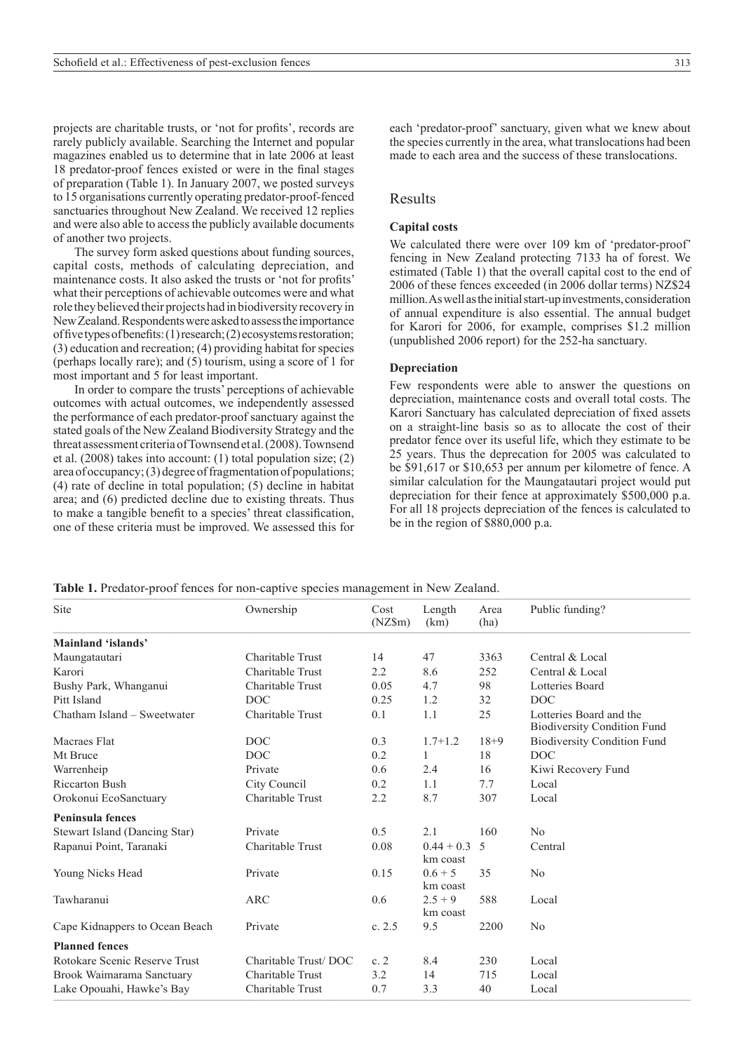projects are charitable trusts, or 'not for profits', records are rarely publicly available. Searching the Internet and popular magazines enabled us to determine that in late 2006 at least 18 predator-proof fences existed or were in the final stages of preparation (Table 1). In January 2007, we posted surveys to 15 organisations currently operating predator-proof-fenced sanctuaries throughout New Zealand. We received 12 replies and were also able to access the publicly available documents of another two projects.

The survey form asked questions about funding sources, capital costs, methods of calculating depreciation, and maintenance costs. It also asked the trusts or 'not for profits' what their perceptions of achievable outcomes were and what role they believed their projects had in biodiversity recovery in New Zealand. Respondents were asked to assess the importance of five types of benefits: (1) research; (2) ecosystems restoration; (3) education and recreation; (4) providing habitat for species (perhaps locally rare); and (5) tourism, using a score of 1 for most important and 5 for least important.

In order to compare the trusts' perceptions of achievable outcomes with actual outcomes, we independently assessed the performance of each predator-proof sanctuary against the stated goals of the New Zealand Biodiversity Strategy and the threat assessment criteria of Townsend et al. (2008). Townsend et al. (2008) takes into account: (1) total population size; (2) area of occupancy; (3) degree of fragmentation of populations; (4) rate of decline in total population; (5) decline in habitat area; and (6) predicted decline due to existing threats. Thus to make a tangible benefit to a species' threat classification, one of these criteria must be improved. We assessed this for each 'predator-proof' sanctuary, given what we knew about the species currently in the area, what translocations had been made to each area and the success of these translocations.

## Results

### Capital costs

We calculated there were over 109 km of 'predator-proof' fencing in New Zealand protecting 7133 ha of forest. We estimated (Table 1) that the overall capital cost to the end of 2006 of these fences exceeded (in 2006 dollar terms) NZ$24 million. As well as the initial start-up investments, consideration of annual expenditure is also essential. The annual budget for Karori for 2006, for example, comprises $1.2 million (unpublished 2006 report) for the 252-ha sanctuary.

### Depreciation

Few respondents were able to answer the questions on depreciation, maintenance costs and overall total costs. The Karori Sanctuary has calculated depreciation of fixed assets on a straight-line basis so as to allocate the cost of their predator fence over its useful life, which they estimate to be 25 years. Thus the deprecation for 2005 was calculated to be $91,617 or $10,653 per annum per kilometre of fence. A similar calculation for the Maungatautari project would put depreciation for their fence at approximately $500,000 p.a. For all 18 projects depreciation of the fences is calculated to be in the region of $880,000 p.a.

**Table 1.** Predator-proof fences for non-captive species management in New Zealand.

| Site | Ownership | Cost (NZ$m) | Length (km) | Area (ha) | Public funding? |
|---|---|---|---|---|---|
| **Mainland 'islands'** | | | | | |
| Maungatautari | Charitable Trust | 14 | 47 | 3363 | Central & Local |
| Karori | Charitable Trust | 2.2 | 8.6 | 252 | Central & Local |
| Bushy Park, Whanganui | Charitable Trust | 0.05 | 4.7 | 98 | Lotteries Board |
| Pitt Island | DOC | 0.25 | 1.2 | 32 | DOC |
| Chatham Island – Sweetwater | Charitable Trust | 0.1 | 1.1 | 25 | Lotteries Board and the Biodiversity Condition Fund |
| Macraes Flat | DOC | 0.3 | 1.7+1.2 | 18+9 | Biodiversity Condition Fund |
| Mt Bruce | DOC | 0.2 | 1 | 18 | DOC |
| Warrenheip | Private | 0.6 | 2.4 | 16 | Kiwi Recovery Fund |
| Riccarton Bush | City Council | 0.2 | 1.1 | 7.7 | Local |
| Orokonui EcoSanctuary | Charitable Trust | 2.2 | 8.7 | 307 | Local |
| **Peninsula fences** | | | | | |
| Stewart Island (Dancing Star) | Private | 0.5 | 2.1 | 160 | No |
| Rapanui Point, Taranaki | Charitable Trust | 0.08 | 0.44 + 0.3 km coast | 5 | Central |
| Young Nicks Head | Private | 0.15 | 0.6 + 5 km coast | 35 | No |
| Tawharanui | ARC | 0.6 | 2.5 + 9 km coast | 588 | Local |
| Cape Kidnappers to Ocean Beach | Private | c. 2.5 | 9.5 | 2200 | No |
| **Planned fences** | | | | | |
| Rotokare Scenic Reserve Trust | Charitable Trust/ DOC | c. 2 | 8.4 | 230 | Local |
| Brook Waimarama Sanctuary | Charitable Trust | 3.2 | 14 | 715 | Local |
| Lake Opouahi, Hawke's Bay | Charitable Trust | 0.7 | 3.3 | 40 | Local |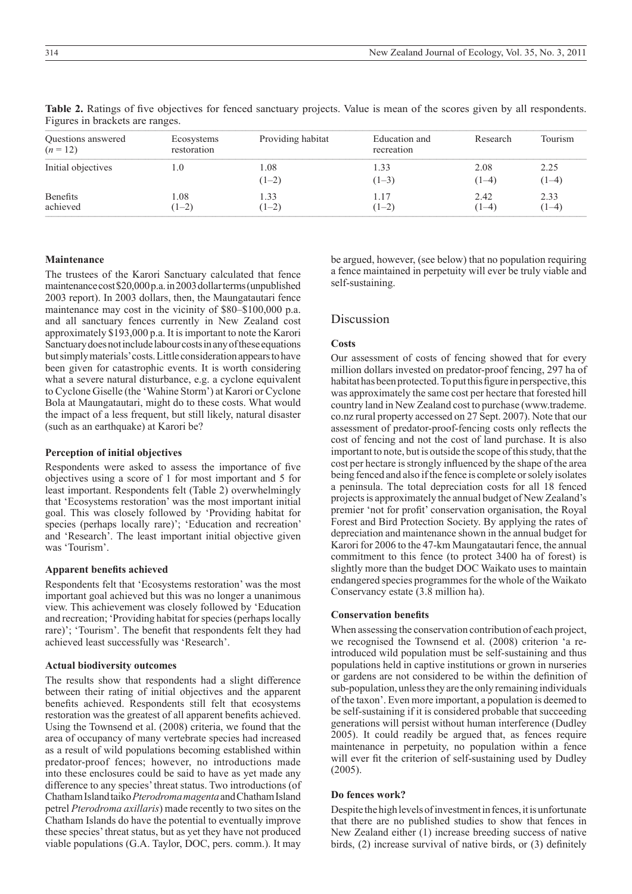**Table 2.** Ratings of five objectives for fenced sanctuary projects. Value is mean of the scores given by all respondents. Figures in brackets are ranges.

| Questions answered (n = 12) | Ecosystems restoration | Providing habitat | Education and recreation | Research | Tourism |
|---|---|---|---|---|---|
| Initial objectives | 1.0 | 1.08 (1–2) | 1.33 (1–3) | 2.08 (1–4) | 2.25 (1–4) |
| Benefits achieved | 1.08 (1–2) | 1.33 (1–2) | 1.17 (1–2) | 2.42 (1–4) | 2.33 (1–4) |

### Maintenance

The trustees of the Karori Sanctuary calculated that fence maintenance cost $20,000 p.a. in 2003 dollar terms (unpublished 2003 report). In 2003 dollars, then, the Maungatautari fence maintenance may cost in the vicinity of $80–$100,000 p.a. and all sanctuary fences currently in New Zealand cost approximately $193,000 p.a. It is important to note the Karori Sanctuary does not include labour costs in any of these equations but simply materials' costs. Little consideration appears to have been given for catastrophic events. It is worth considering what a severe natural disturbance, e.g. a cyclone equivalent to Cyclone Giselle (the 'Wahine Storm') at Karori or Cyclone Bola at Maungatautari, might do to these costs. What would the impact of a less frequent, but still likely, natural disaster (such as an earthquake) at Karori be?

### Perception of initial objectives

Respondents were asked to assess the importance of five objectives using a score of 1 for most important and 5 for least important. Respondents felt (Table 2) overwhelmingly that 'Ecosystems restoration' was the most important initial goal. This was closely followed by 'Providing habitat for species (perhaps locally rare)'; 'Education and recreation' and 'Research'. The least important initial objective given was 'Tourism'.

### Apparent benefits achieved

Respondents felt that 'Ecosystems restoration' was the most important goal achieved but this was no longer a unanimous view. This achievement was closely followed by 'Education and recreation; 'Providing habitat for species (perhaps locally rare)'; 'Tourism'. The benefit that respondents felt they had achieved least successfully was 'Research'.

### Actual biodiversity outcomes

The results show that respondents had a slight difference between their rating of initial objectives and the apparent benefits achieved. Respondents still felt that ecosystems restoration was the greatest of all apparent benefits achieved. Using the Townsend et al. (2008) criteria, we found that the area of occupancy of many vertebrate species had increased as a result of wild populations becoming established within predator-proof fences; however, no introductions made into these enclosures could be said to have as yet made any difference to any species' threat status. Two introductions (of Chatham Island taiko *Pterodroma magenta* and Chatham Island petrel *Pterodroma axillaris*) made recently to two sites on the Chatham Islands do have the potential to eventually improve these species' threat status, but as yet they have not produced viable populations (G.A. Taylor, DOC, pers. comm.). It may be argued, however, (see below) that no population requiring a fence maintained in perpetuity will ever be truly viable and self-sustaining.

## Discussion

### Costs

Our assessment of costs of fencing showed that for every million dollars invested on predator-proof fencing, 297 ha of habitat has been protected. To put this figure in perspective, this was approximately the same cost per hectare that forested hill country land in New Zealand cost to purchase (www.trademe.co.nz rural property accessed on 27 Sept. 2007). Note that our assessment of predator-proof-fencing costs only reflects the cost of fencing and not the cost of land purchase. It is also important to note, but is outside the scope of this study, that the cost per hectare is strongly influenced by the shape of the area being fenced and also if the fence is complete or solely isolates a peninsula. The total depreciation costs for all 18 fenced projects is approximately the annual budget of New Zealand's premier 'not for profit' conservation organisation, the Royal Forest and Bird Protection Society. By applying the rates of depreciation and maintenance shown in the annual budget for Karori for 2006 to the 47-km Maungatautari fence, the annual commitment to this fence (to protect 3400 ha of forest) is slightly more than the budget DOC Waikato uses to maintain endangered species programmes for the whole of the Waikato Conservancy estate (3.8 million ha).

### Conservation benefits

When assessing the conservation contribution of each project, we recognised the Townsend et al. (2008) criterion 'a re-introduced wild population must be self-sustaining and thus populations held in captive institutions or grown in nurseries or gardens are not considered to be within the definition of sub-population, unless they are the only remaining individuals of the taxon'. Even more important, a population is deemed to be self-sustaining if it is considered probable that succeeding generations will persist without human interference (Dudley 2005). It could readily be argued that, as fences require maintenance in perpetuity, no population within a fence will ever fit the criterion of self-sustaining used by Dudley (2005).

### Do fences work?

Despite the high levels of investment in fences, it is unfortunate that there are no published studies to show that fences in New Zealand either (1) increase breeding success of native birds, (2) increase survival of native birds, or (3) definitely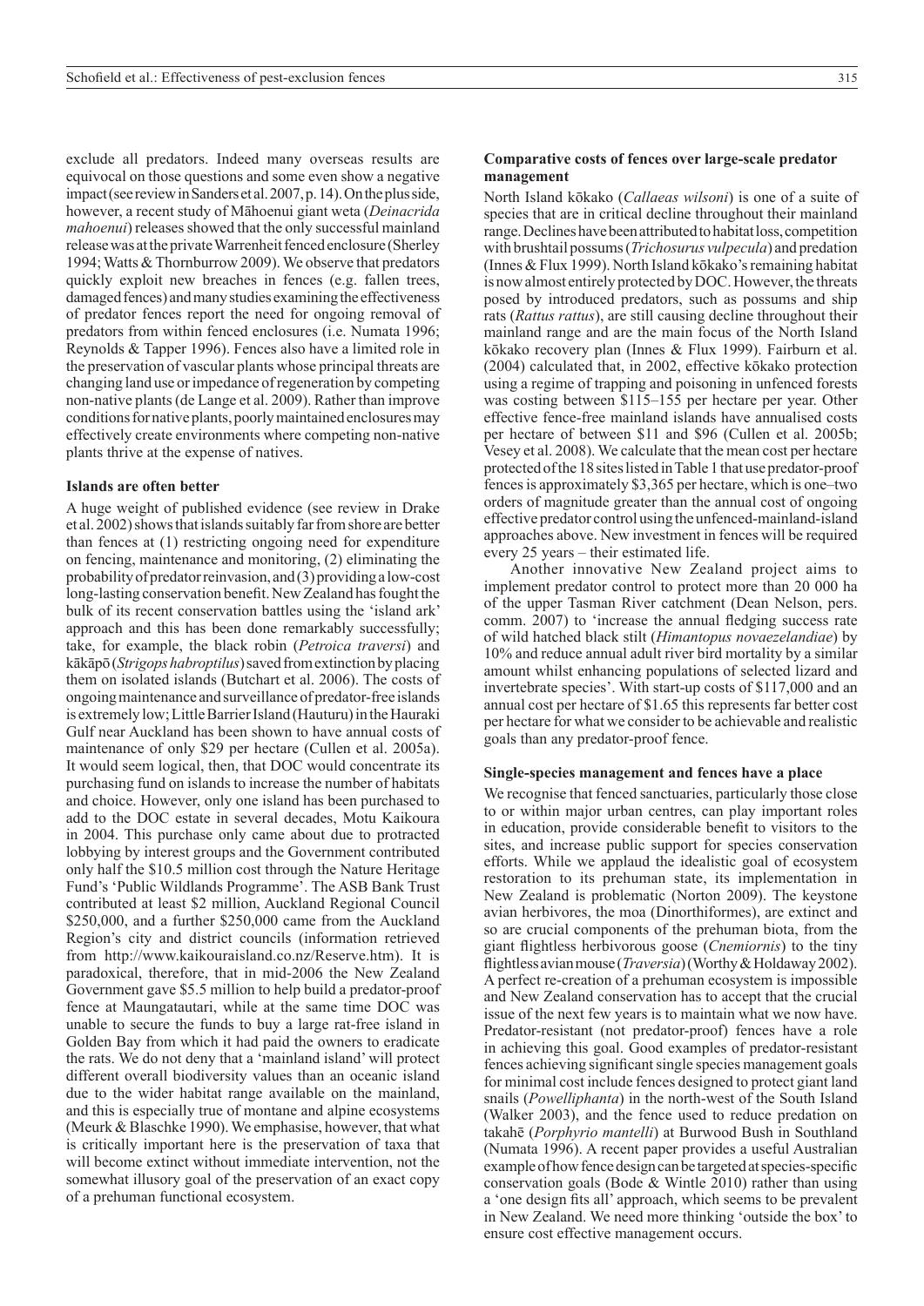exclude all predators. Indeed many overseas results are equivocal on those questions and some even show a negative impact (see review in Sanders et al. 2007, p. 14). On the plus side, however, a recent study of Māhoenui giant weta (*Deinacrida mahoenui*) releases showed that the only successful mainland release was at the private Warrenheit fenced enclosure (Sherley 1994; Watts & Thornburrow 2009). We observe that predators quickly exploit new breaches in fences (e.g. fallen trees, damaged fences) and many studies examining the effectiveness of predator fences report the need for ongoing removal of predators from within fenced enclosures (i.e. Numata 1996; Reynolds & Tapper 1996). Fences also have a limited role in the preservation of vascular plants whose principal threats are changing land use or impedance of regeneration by competing non-native plants (de Lange et al. 2009). Rather than improve conditions for native plants, poorly maintained enclosures may effectively create environments where competing non-native plants thrive at the expense of natives.

### Islands are often better

A huge weight of published evidence (see review in Drake et al. 2002) shows that islands suitably far from shore are better than fences at (1) restricting ongoing need for expenditure on fencing, maintenance and monitoring, (2) eliminating the probability of predator reinvasion, and (3) providing a low-cost long-lasting conservation benefit. New Zealand has fought the bulk of its recent conservation battles using the 'island ark' approach and this has been done remarkably successfully; take, for example, the black robin (*Petroica traversi*) and kākāpō (*Strigops habroptilus*) saved from extinction by placing them on isolated islands (Butchart et al. 2006). The costs of ongoing maintenance and surveillance of predator-free islands is extremely low; Little Barrier Island (Hauturu) in the Hauraki Gulf near Auckland has been shown to have annual costs of maintenance of only $29 per hectare (Cullen et al. 2005a). It would seem logical, then, that DOC would concentrate its purchasing fund on islands to increase the number of habitats and choice. However, only one island has been purchased to add to the DOC estate in several decades, Motu Kaikoura in 2004. This purchase only came about due to protracted lobbying by interest groups and the Government contributed only half the $10.5 million cost through the Nature Heritage Fund's 'Public Wildlands Programme'. The ASB Bank Trust contributed at least $2 million, Auckland Regional Council $250,000, and a further $250,000 came from the Auckland Region's city and district councils (information retrieved from http://www.kaikouraisland.co.nz/Reserve.htm). It is paradoxical, therefore, that in mid-2006 the New Zealand Government gave $5.5 million to help build a predator-proof fence at Maungatautari, while at the same time DOC was unable to secure the funds to buy a large rat-free island in Golden Bay from which it had paid the owners to eradicate the rats. We do not deny that a 'mainland island' will protect different overall biodiversity values than an oceanic island due to the wider habitat range available on the mainland, and this is especially true of montane and alpine ecosystems (Meurk & Blaschke 1990). We emphasise, however, that what is critically important here is the preservation of taxa that will become extinct without immediate intervention, not the somewhat illusory goal of the preservation of an exact copy of a prehuman functional ecosystem.

### Comparative costs of fences over large-scale predator management

North Island kōkako (*Callaeas wilsoni*) is one of a suite of species that are in critical decline throughout their mainland range. Declines have been attributed to habitat loss, competition with brushtail possums (*Trichosurus vulpecula*) and predation (Innes & Flux 1999). North Island kōkako's remaining habitat is now almost entirely protected by DOC. However, the threats posed by introduced predators, such as possums and ship rats (*Rattus rattus*), are still causing decline throughout their mainland range and are the main focus of the North Island kōkako recovery plan (Innes & Flux 1999). Fairburn et al. (2004) calculated that, in 2002, effective kōkako protection using a regime of trapping and poisoning in unfenced forests was costing between $115–155 per hectare per year. Other effective fence-free mainland islands have annualised costs per hectare of between $11 and $96 (Cullen et al. 2005b; Vesey et al. 2008). We calculate that the mean cost per hectare protected of the 18 sites listed in Table 1 that use predator-proof fences is approximately $3,365 per hectare, which is one–two orders of magnitude greater than the annual cost of ongoing effective predator control using the unfenced-mainland-island approaches above. New investment in fences will be required every 25 years – their estimated life.

Another innovative New Zealand project aims to implement predator control to protect more than 20 000 ha of the upper Tasman River catchment (Dean Nelson, pers. comm. 2007) to 'increase the annual fledging success rate of wild hatched black stilt (*Himantopus novaezelandiae*) by 10% and reduce annual adult river bird mortality by a similar amount whilst enhancing populations of selected lizard and invertebrate species'. With start-up costs of $117,000 and an annual cost per hectare of $1.65 this represents far better cost per hectare for what we consider to be achievable and realistic goals than any predator-proof fence.

### Single-species management and fences have a place

We recognise that fenced sanctuaries, particularly those close to or within major urban centres, can play important roles in education, provide considerable benefit to visitors to the sites, and increase public support for species conservation efforts. While we applaud the idealistic goal of ecosystem restoration to its prehuman state, its implementation in New Zealand is problematic (Norton 2009). The keystone avian herbivores, the moa (Dinorthiformes), are extinct and so are crucial components of the prehuman biota, from the giant flightless herbivorous goose (*Cnemiornis*) to the tiny flightless avian mouse (*Traversia*) (Worthy & Holdaway 2002). A perfect re-creation of a prehuman ecosystem is impossible and New Zealand conservation has to accept that the crucial issue of the next few years is to maintain what we now have. Predator-resistant (not predator-proof) fences have a role in achieving this goal. Good examples of predator-resistant fences achieving significant single species management goals for minimal cost include fences designed to protect giant land snails (*Powelliphanta*) in the north-west of the South Island (Walker 2003), and the fence used to reduce predation on takahē (*Porphyrio mantelli*) at Burwood Bush in Southland (Numata 1996). A recent paper provides a useful Australian example of how fence design can be targeted at species-specific conservation goals (Bode & Wintle 2010) rather than using a 'one design fits all' approach, which seems to be prevalent in New Zealand. We need more thinking 'outside the box' to ensure cost effective management occurs.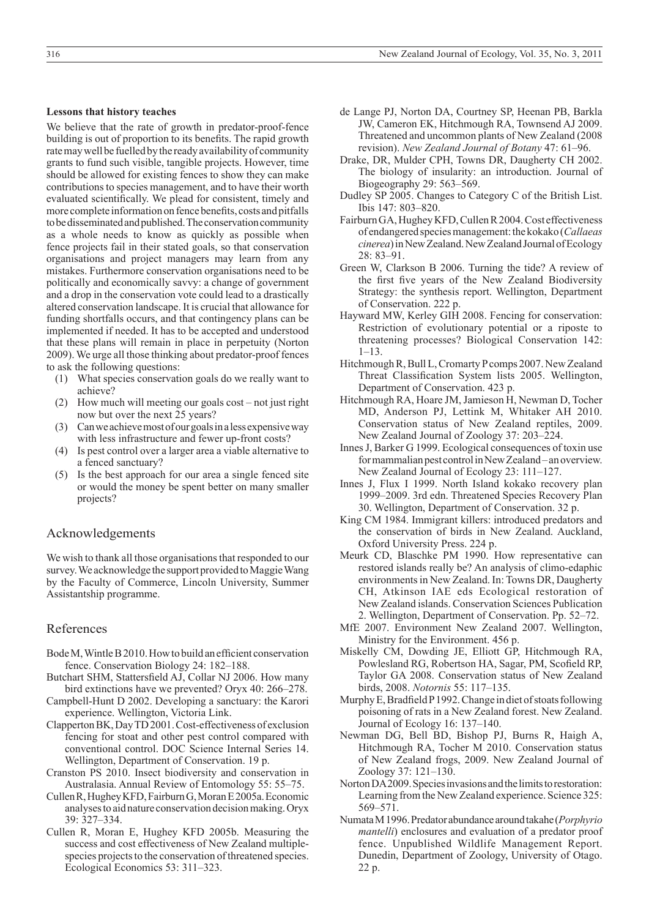**Lessons that history teaches**

We believe that the rate of growth in predator-proof-fence building is out of proportion to its benefits. The rapid growth rate may well be fuelled by the ready availability of community grants to fund such visible, tangible projects. However, time should be allowed for existing fences to show they can make contributions to species management, and to have their worth evaluated scientifically. We plead for consistent, timely and more complete information on fence benefits, costs and pitfalls to be disseminated and published. The conservation community as a whole needs to know as quickly as possible when fence projects fail in their stated goals, so that conservation organisations and project managers may learn from any mistakes. Furthermore conservation organisations need to be politically and economically savvy: a change of government and a drop in the conservation vote could lead to a drastically altered conservation landscape. It is crucial that allowance for funding shortfalls occurs, and that contingency plans can be implemented if needed. It has to be accepted and understood that these plans will remain in place in perpetuity (Norton 2009). We urge all those thinking about predator-proof fences to ask the following questions:

(1) What species conservation goals do we really want to achieve?
(2) How much will meeting our goals cost – not just right now but over the next 25 years?
(3) Can we achieve most of our goals in a less expensive way with less infrastructure and fewer up-front costs?
(4) Is pest control over a larger area a viable alternative to a fenced sanctuary?
(5) Is the best approach for our area a single fenced site or would the money be spent better on many smaller projects?

## Acknowledgements

We wish to thank all those organisations that responded to our survey. We acknowledge the support provided to Maggie Wang by the Faculty of Commerce, Lincoln University, Summer Assistantship programme.

## References

Bode M, Wintle B 2010. How to build an efficient conservation fence. Conservation Biology 24: 182–188.

Butchart SHM, Stattersfield AJ, Collar NJ 2006. How many bird extinctions have we prevented? Oryx 40: 266–278.

Campbell-Hunt D 2002. Developing a sanctuary: the Karori experience. Wellington, Victoria Link.

Clapperton BK, Day TD 2001. Cost-effectiveness of exclusion fencing for stoat and other pest control compared with conventional control. DOC Science Internal Series 14. Wellington, Department of Conservation. 19 p.

Cranston PS 2010. Insect biodiversity and conservation in Australasia. Annual Review of Entomology 55: 55–75.

Cullen R, Hughey KFD, Fairburn G, Moran E 2005a. Economic analyses to aid nature conservation decision making. Oryx 39: 327–334.

Cullen R, Moran E, Hughey KFD 2005b. Measuring the success and cost effectiveness of New Zealand multiple-species projects to the conservation of threatened species. Ecological Economics 53: 311–323.

de Lange PJ, Norton DA, Courtney SP, Heenan PB, Barkla JW, Cameron EK, Hitchmough RA, Townsend AJ 2009. Threatened and uncommon plants of New Zealand (2008 revision). *New Zealand Journal of Botany* 47: 61–96.

Drake, DR, Mulder CPH, Towns DR, Daugherty CH 2002. The biology of insularity: an introduction. Journal of Biogeography 29: 563–569.

Dudley SP 2005. Changes to Category C of the British List. Ibis 147: 803–820.

Fairburn GA, Hughey KFD, Cullen R 2004. Cost effectiveness of endangered species management: the kokako (*Callaeas cinerea*) in New Zealand. New Zealand Journal of Ecology 28: 83–91.

Green W, Clarkson B 2006. Turning the tide? A review of the first five years of the New Zealand Biodiversity Strategy: the synthesis report. Wellington, Department of Conservation. 222 p.

Hayward MW, Kerley GIH 2008. Fencing for conservation: Restriction of evolutionary potential or a riposte to threatening processes? Biological Conservation 142: 1–13.

Hitchmough R, Bull L, Cromarty P comps 2007. New Zealand Threat Classification System lists 2005. Wellington, Department of Conservation. 423 p.

Hitchmough RA, Hoare JM, Jamieson H, Newman D, Tocher MD, Anderson PJ, Lettink M, Whitaker AH 2010. Conservation status of New Zealand reptiles, 2009. New Zealand Journal of Zoology 37: 203–224.

Innes J, Barker G 1999. Ecological consequences of toxin use for mammalian pest control in New Zealand – an overview. New Zealand Journal of Ecology 23: 111–127.

Innes J, Flux I 1999. North Island kokako recovery plan 1999–2009. 3rd edn. Threatened Species Recovery Plan 30. Wellington, Department of Conservation. 32 p.

King CM 1984. Immigrant killers: introduced predators and the conservation of birds in New Zealand. Auckland, Oxford University Press. 224 p.

Meurk CD, Blaschke PM 1990. How representative can restored islands really be? An analysis of climo-edaphic environments in New Zealand. In: Towns DR, Daugherty CH, Atkinson IAE eds Ecological restoration of New Zealand islands. Conservation Sciences Publication 2. Wellington, Department of Conservation. Pp. 52–72.

MfE 2007. Environment New Zealand 2007. Wellington, Ministry for the Environment. 456 p.

Miskelly CM, Dowding JE, Elliott GP, Hitchmough RA, Powlesland RG, Robertson HA, Sagar, PM, Scofield RP, Taylor GA 2008. Conservation status of New Zealand birds, 2008. *Notornis* 55: 117–135.

Murphy E, Bradfield P 1992. Change in diet of stoats following poisoning of rats in a New Zealand forest. New Zealand. Journal of Ecology 16: 137–140.

Newman DG, Bell BD, Bishop PJ, Burns R, Haigh A, Hitchmough RA, Tocher M 2010. Conservation status of New Zealand frogs, 2009. New Zealand Journal of Zoology 37: 121–130.

Norton DA 2009. Species invasions and the limits to restoration: Learning from the New Zealand experience. Science 325: 569–571.

Numata M 1996. Predator abundance around takahe (*Porphyrio mantelli*) enclosures and evaluation of a predator proof fence. Unpublished Wildlife Management Report. Dunedin, Department of Zoology, University of Otago. 22 p.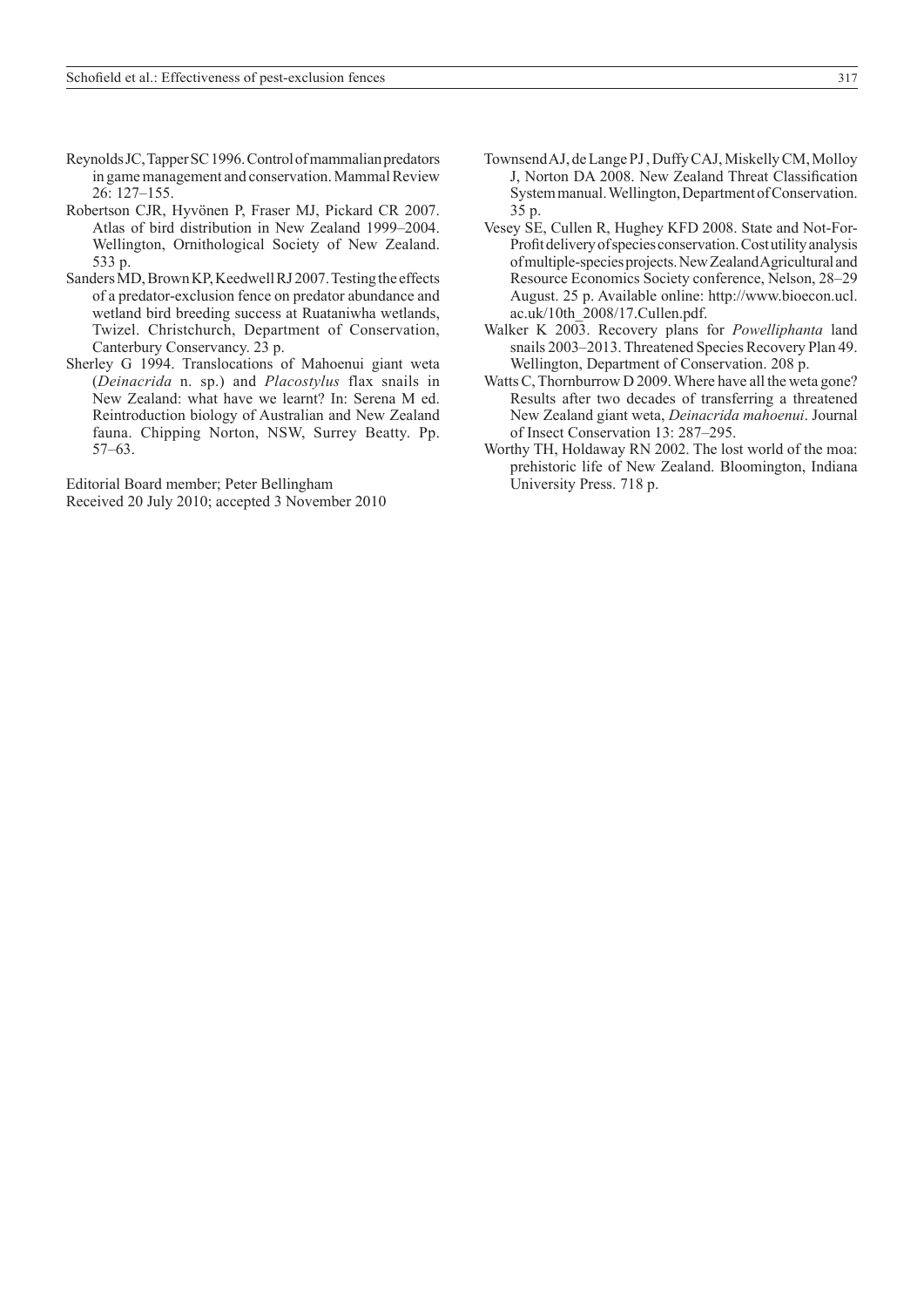Reynolds JC, Tapper SC 1996. Control of mammalian predators in game management and conservation. Mammal Review 26: 127–155.

Robertson CJR, Hyvönen P, Fraser MJ, Pickard CR 2007. Atlas of bird distribution in New Zealand 1999–2004. Wellington, Ornithological Society of New Zealand. 533 p.

Sanders MD, Brown KP, Keedwell RJ 2007. Testing the effects of a predator-exclusion fence on predator abundance and wetland bird breeding success at Ruataniwha wetlands, Twizel. Christchurch, Department of Conservation, Canterbury Conservancy. 23 p.

Sherley G 1994. Translocations of Mahoenui giant weta (*Deinacrida* n. sp.) and *Placostylus* flax snails in New Zealand: what have we learnt? In: Serena M ed. Reintroduction biology of Australian and New Zealand fauna. Chipping Norton, NSW, Surrey Beatty. Pp. 57–63.

Editorial Board member; Peter Bellingham
Received 20 July 2010; accepted 3 November 2010

Townsend AJ, de Lange PJ, Duffy CAJ, Miskelly CM, Molloy J, Norton DA 2008. New Zealand Threat Classification System manual. Wellington, Department of Conservation. 35 p.

Vesey SE, Cullen R, Hughey KFD 2008. State and Not-For-Profit delivery of species conservation. Cost utility analysis of multiple-species projects. New Zealand Agricultural and Resource Economics Society conference, Nelson, 28–29 August. 25 p. Available online: http://www.bioecon.ucl.ac.uk/10th_2008/17.Cullen.pdf.

Walker K 2003. Recovery plans for *Powelliphanta* land snails 2003–2013. Threatened Species Recovery Plan 49. Wellington, Department of Conservation. 208 p.

Watts C, Thornburrow D 2009. Where have all the weta gone? Results after two decades of transferring a threatened New Zealand giant weta, *Deinacrida mahoenui*. Journal of Insect Conservation 13: 287–295.

Worthy TH, Holdaway RN 2002. The lost world of the moa: prehistoric life of New Zealand. Bloomington, Indiana University Press. 718 p.